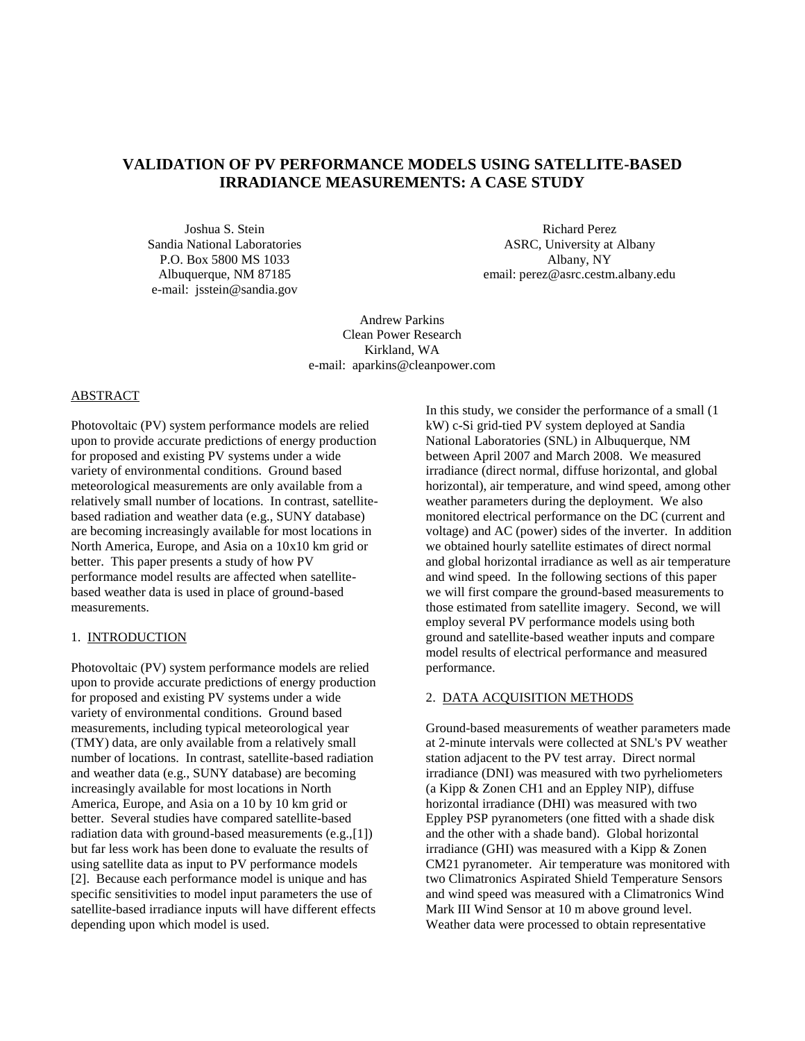# VALIDATION OF PV PERFORMANCE MODELS USING SATELLITE-BASED IRRADIANCE MEASUREMENTS: A CASE STUDY

Joshua S. Stein
Sandia National Laboratories
P.O. Box 5800 MS 1033
Albuquerque, NM 87185
e-mail: jsstein@sandia.gov

Richard Perez
ASRC, University at Albany
Albany, NY
email: perez@asrc.cestm.albany.edu

Andrew Parkins
Clean Power Research
Kirkland, WA
e-mail: aparkins@cleanpower.com

## ABSTRACT

Photovoltaic (PV) system performance models are relied upon to provide accurate predictions of energy production for proposed and existing PV systems under a wide variety of environmental conditions. Ground based meteorological measurements are only available from a relatively small number of locations. In contrast, satellite-based radiation and weather data (e.g., SUNY database) are becoming increasingly available for most locations in North America, Europe, and Asia on a 10x10 km grid or better. This paper presents a study of how PV performance model results are affected when satellite-based weather data is used in place of ground-based measurements.

## 1. INTRODUCTION

Photovoltaic (PV) system performance models are relied upon to provide accurate predictions of energy production for proposed and existing PV systems under a wide variety of environmental conditions. Ground based measurements, including typical meteorological year (TMY) data, are only available from a relatively small number of locations. In contrast, satellite-based radiation and weather data (e.g., SUNY database) are becoming increasingly available for most locations in North America, Europe, and Asia on a 10 by 10 km grid or better. Several studies have compared satellite-based radiation data with ground-based measurements (e.g.,[1]) but far less work has been done to evaluate the results of using satellite data as input to PV performance models [2]. Because each performance model is unique and has specific sensitivities to model input parameters the use of satellite-based irradiance inputs will have different effects depending upon which model is used.

In this study, we consider the performance of a small (1 kW) c-Si grid-tied PV system deployed at Sandia National Laboratories (SNL) in Albuquerque, NM between April 2007 and March 2008. We measured irradiance (direct normal, diffuse horizontal, and global horizontal), air temperature, and wind speed, among other weather parameters during the deployment. We also monitored electrical performance on the DC (current and voltage) and AC (power) sides of the inverter. In addition we obtained hourly satellite estimates of direct normal and global horizontal irradiance as well as air temperature and wind speed. In the following sections of this paper we will first compare the ground-based measurements to those estimated from satellite imagery. Second, we will employ several PV performance models using both ground and satellite-based weather inputs and compare model results of electrical performance and measured performance.

## 2. DATA ACQUISITION METHODS

Ground-based measurements of weather parameters made at 2-minute intervals were collected at SNL's PV weather station adjacent to the PV test array. Direct normal irradiance (DNI) was measured with two pyrheliometers (a Kipp & Zonen CH1 and an Eppley NIP), diffuse horizontal irradiance (DHI) was measured with two Eppley PSP pyranometers (one fitted with a shade disk and the other with a shade band). Global horizontal irradiance (GHI) was measured with a Kipp & Zonen CM21 pyranometer. Air temperature was monitored with two Climatronics Aspirated Shield Temperature Sensors and wind speed was measured with a Climatronics Wind Mark III Wind Sensor at 10 m above ground level. Weather data were processed to obtain representative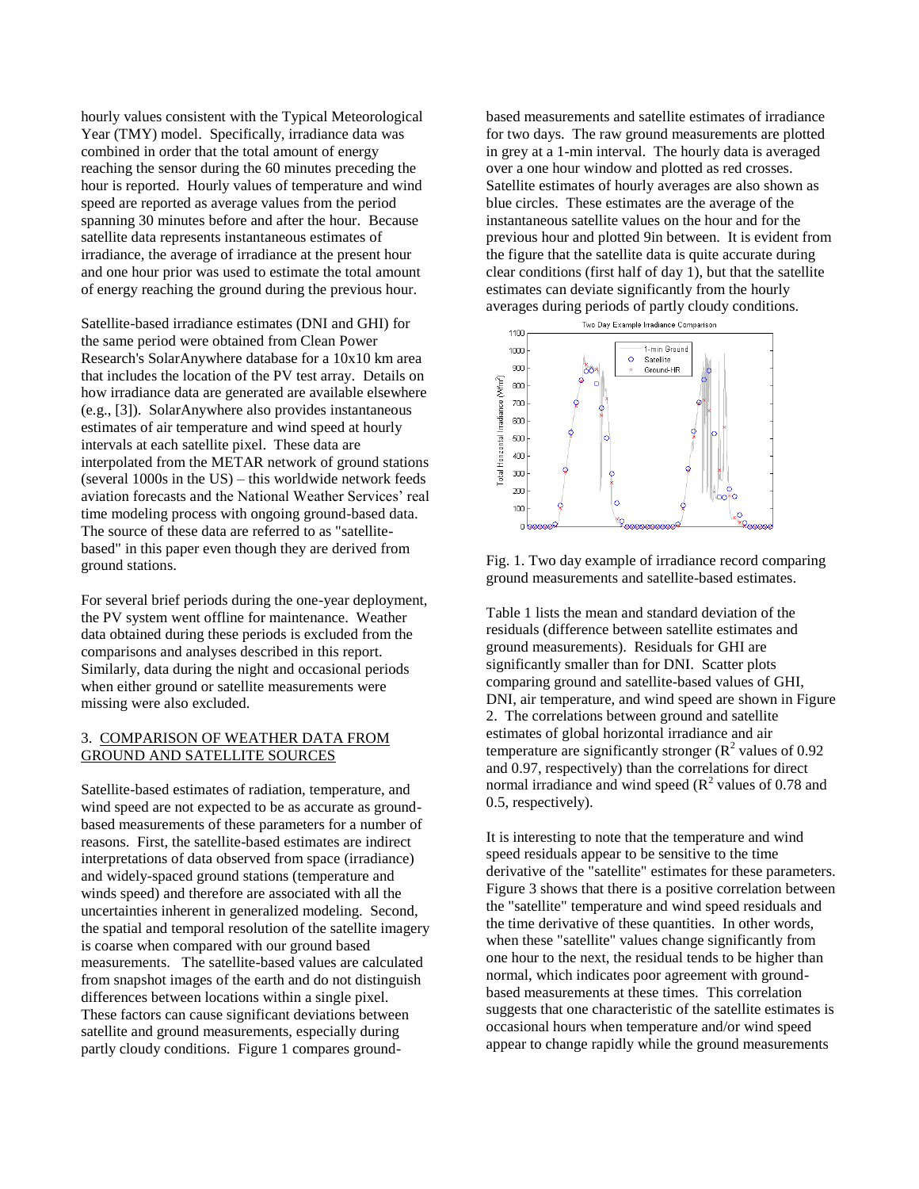hourly values consistent with the Typical Meteorological Year (TMY) model. Specifically, irradiance data was combined in order that the total amount of energy reaching the sensor during the 60 minutes preceding the hour is reported. Hourly values of temperature and wind speed are reported as average values from the period spanning 30 minutes before and after the hour. Because satellite data represents instantaneous estimates of irradiance, the average of irradiance at the present hour and one hour prior was used to estimate the total amount of energy reaching the ground during the previous hour.

Satellite-based irradiance estimates (DNI and GHI) for the same period were obtained from Clean Power Research's SolarAnywhere database for a 10x10 km area that includes the location of the PV test array. Details on how irradiance data are generated are available elsewhere (e.g., [3]). SolarAnywhere also provides instantaneous estimates of air temperature and wind speed at hourly intervals at each satellite pixel. These data are interpolated from the METAR network of ground stations (several 1000s in the US) – this worldwide network feeds aviation forecasts and the National Weather Services' real time modeling process with ongoing ground-based data. The source of these data are referred to as "satellite-based" in this paper even though they are derived from ground stations.

For several brief periods during the one-year deployment, the PV system went offline for maintenance. Weather data obtained during these periods is excluded from the comparisons and analyses described in this report. Similarly, data during the night and occasional periods when either ground or satellite measurements were missing were also excluded.

## 3. COMPARISON OF WEATHER DATA FROM GROUND AND SATELLITE SOURCES

Satellite-based estimates of radiation, temperature, and wind speed are not expected to be as accurate as ground-based measurements of these parameters for a number of reasons. First, the satellite-based estimates are indirect interpretations of data observed from space (irradiance) and widely-spaced ground stations (temperature and winds speed) and therefore are associated with all the uncertainties inherent in generalized modeling. Second, the spatial and temporal resolution of the satellite imagery is coarse when compared with our ground based measurements. The satellite-based values are calculated from snapshot images of the earth and do not distinguish differences between locations within a single pixel. These factors can cause significant deviations between satellite and ground measurements, especially during partly cloudy conditions. Figure 1 compares ground-based measurements and satellite estimates of irradiance for two days. The raw ground measurements are plotted in grey at a 1-min interval. The hourly data is averaged over a one hour window and plotted as red crosses. Satellite estimates of hourly averages are also shown as blue circles. These estimates are the average of the instantaneous satellite values on the hour and for the previous hour and plotted 9in between. It is evident from the figure that the satellite data is quite accurate during clear conditions (first half of day 1), but that the satellite estimates can deviate significantly from the hourly averages during periods of partly cloudy conditions.

Fig. 1. Two day example of irradiance record comparing ground measurements and satellite-based estimates.

Table 1 lists the mean and standard deviation of the residuals (difference between satellite estimates and ground measurements). Residuals for GHI are significantly smaller than for DNI. Scatter plots comparing ground and satellite-based values of GHI, DNI, air temperature, and wind speed are shown in Figure 2. The correlations between ground and satellite estimates of global horizontal irradiance and air temperature are significantly stronger ($R^2$ values of 0.92 and 0.97, respectively) than the correlations for direct normal irradiance and wind speed ($R^2$ values of 0.78 and 0.5, respectively).

It is interesting to note that the temperature and wind speed residuals appear to be sensitive to the time derivative of the "satellite" estimates for these parameters. Figure 3 shows that there is a positive correlation between the "satellite" temperature and wind speed residuals and the time derivative of these quantities. In other words, when these "satellite" values change significantly from one hour to the next, the residual tends to be higher than normal, which indicates poor agreement with ground-based measurements at these times. This correlation suggests that one characteristic of the satellite estimates is occasional hours when temperature and/or wind speed appear to change rapidly while the ground measurements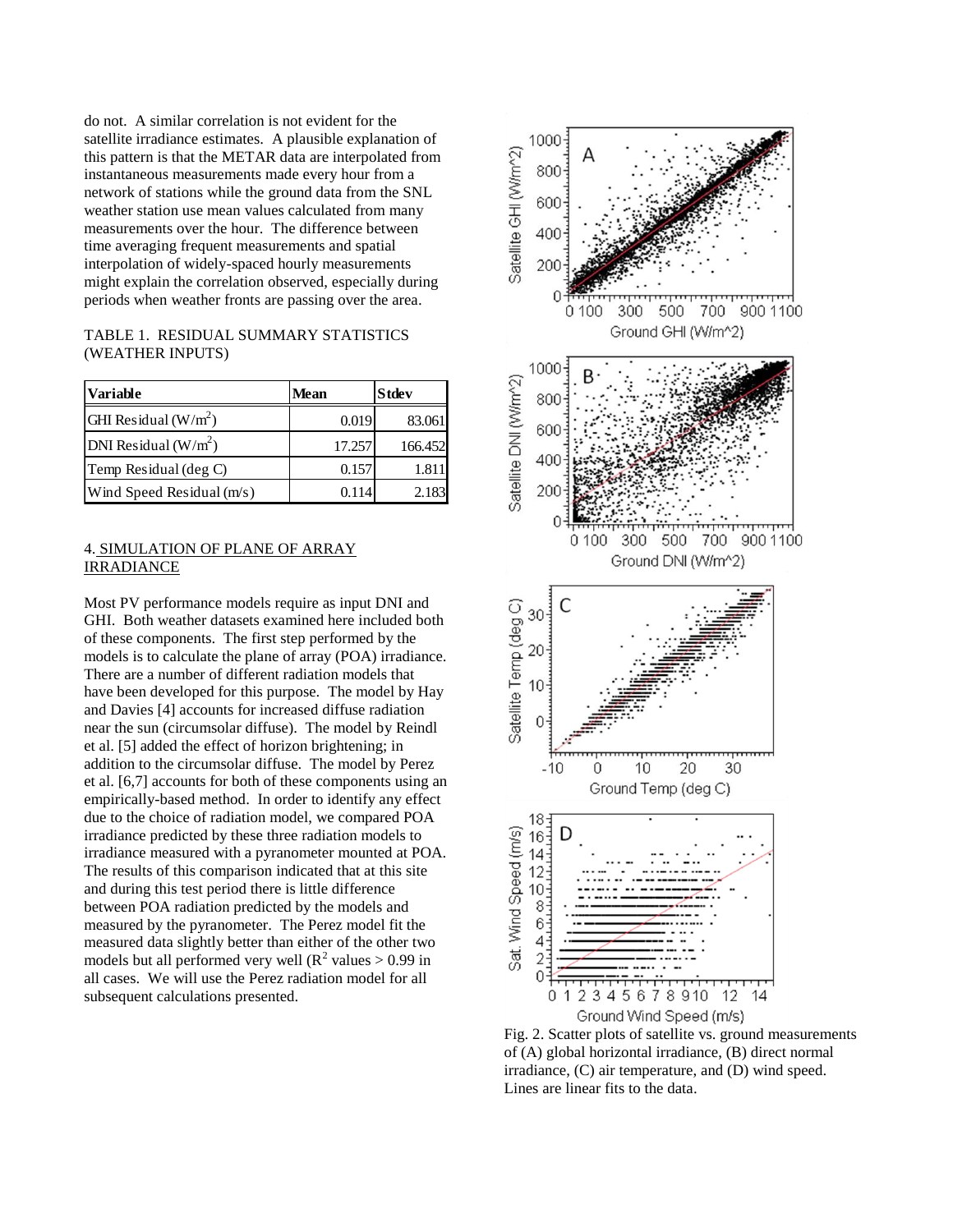do not. A similar correlation is not evident for the satellite irradiance estimates. A plausible explanation of this pattern is that the METAR data are interpolated from instantaneous measurements made every hour from a network of stations while the ground data from the SNL weather station use mean values calculated from many measurements over the hour. The difference between time averaging frequent measurements and spatial interpolation of widely-spaced hourly measurements might explain the correlation observed, especially during periods when weather fronts are passing over the area.

TABLE 1. RESIDUAL SUMMARY STATISTICS (WEATHER INPUTS)

| Variable | Mean | Stdev |
|---|---|---|
| GHI Residual ($W/m^2$) | 0.019 | 83.061 |
| DNI Residual ($W/m^2$) | 17.257 | 166.452 |
| Temp Residual (deg C) | 0.157 | 1.811 |
| Wind Speed Residual (m/s) | 0.114 | 2.183 |

## 4. SIMULATION OF PLANE OF ARRAY IRRADIANCE

Most PV performance models require as input DNI and GHI. Both weather datasets examined here included both of these components. The first step performed by the models is to calculate the plane of array (POA) irradiance. There are a number of different radiation models that have been developed for this purpose. The model by Hay and Davies [4] accounts for increased diffuse radiation near the sun (circumsolar diffuse). The model by Reindl et al. [5] added the effect of horizon brightening; in addition to the circumsolar diffuse. The model by Perez et al. [6,7] accounts for both of these components using an empirically-based method. In order to identify any effect due to the choice of radiation model, we compared POA irradiance predicted by these three radiation models to irradiance measured with a pyranometer mounted at POA. The results of this comparison indicated that at this site and during this test period there is little difference between POA radiation predicted by the models and measured by the pyranometer. The Perez model fit the measured data slightly better than either of the other two models but all performed very well ($R^2$ values > 0.99 in all cases. We will use the Perez radiation model for all subsequent calculations presented.

Fig. 2. Scatter plots of satellite vs. ground measurements of (A) global horizontal irradiance, (B) direct normal irradiance, (C) air temperature, and (D) wind speed. Lines are linear fits to the data.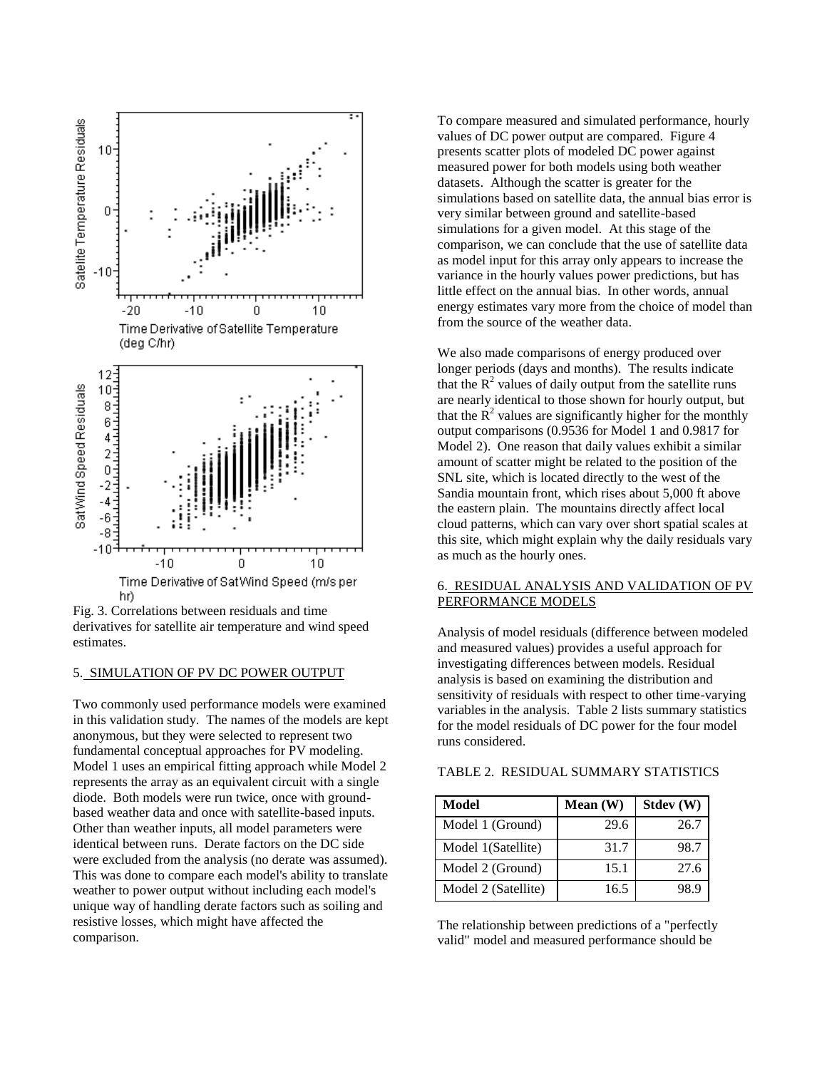Fig. 3. Correlations between residuals and time derivatives for satellite air temperature and wind speed estimates.

## 5. SIMULATION OF PV DC POWER OUTPUT

Two commonly used performance models were examined in this validation study. The names of the models are kept anonymous, but they were selected to represent two fundamental conceptual approaches for PV modeling. Model 1 uses an empirical fitting approach while Model 2 represents the array as an equivalent circuit with a single diode. Both models were run twice, once with ground-based weather data and once with satellite-based inputs. Other than weather inputs, all model parameters were identical between runs. Derate factors on the DC side were excluded from the analysis (no derate was assumed). This was done to compare each model's ability to translate weather to power output without including each model's unique way of handling derate factors such as soiling and resistive losses, which might have affected the comparison.

To compare measured and simulated performance, hourly values of DC power output are compared. Figure 4 presents scatter plots of modeled DC power against measured power for both models using both weather datasets. Although the scatter is greater for the simulations based on satellite data, the annual bias error is very similar between ground and satellite-based simulations for a given model. At this stage of the comparison, we can conclude that the use of satellite data as model input for this array only appears to increase the variance in the hourly values power predictions, but has little effect on the annual bias. In other words, annual energy estimates vary more from the choice of model than from the source of the weather data.

We also made comparisons of energy produced over longer periods (days and months). The results indicate that the $R^2$ values of daily output from the satellite runs are nearly identical to those shown for hourly output, but that the $R^2$ values are significantly higher for the monthly output comparisons (0.9536 for Model 1 and 0.9817 for Model 2). One reason that daily values exhibit a similar amount of scatter might be related to the position of the SNL site, which is located directly to the west of the Sandia mountain front, which rises about 5,000 ft above the eastern plain. The mountains directly affect local cloud patterns, which can vary over short spatial scales at this site, which might explain why the daily residuals vary as much as the hourly ones.

## 6. RESIDUAL ANALYSIS AND VALIDATION OF PV PERFORMANCE MODELS

Analysis of model residuals (difference between modeled and measured values) provides a useful approach for investigating differences between models. Residual analysis is based on examining the distribution and sensitivity of residuals with respect to other time-varying variables in the analysis. Table 2 lists summary statistics for the model residuals of DC power for the four model runs considered.

TABLE 2. RESIDUAL SUMMARY STATISTICS

| Model | Mean (W) | Stdev (W) |
|---|---|---|
| Model 1 (Ground) | 29.6 | 26.7 |
| Model 1(Satellite) | 31.7 | 98.7 |
| Model 2 (Ground) | 15.1 | 27.6 |
| Model 2 (Satellite) | 16.5 | 98.9 |

The relationship between predictions of a "perfectly valid" model and measured performance should be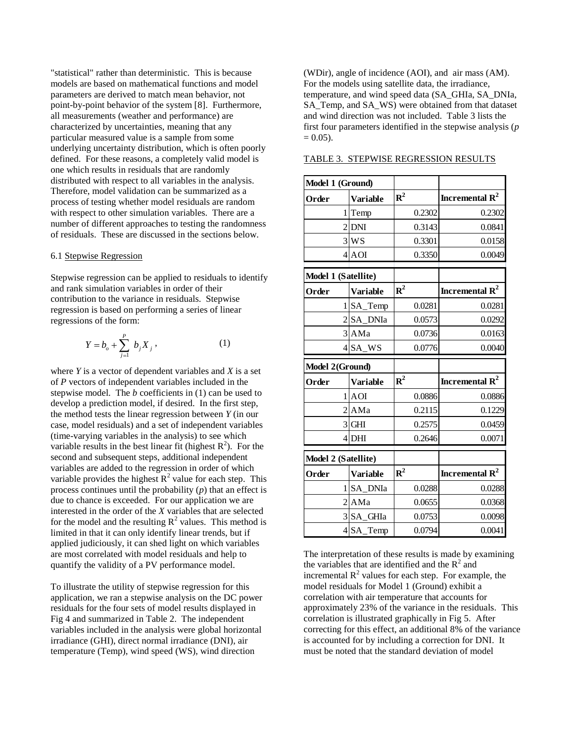"statistical" rather than deterministic. This is because models are based on mathematical functions and model parameters are derived to match mean behavior, not point-by-point behavior of the system [8]. Furthermore, all measurements (weather and performance) are characterized by uncertainties, meaning that any particular measured value is a sample from some underlying uncertainty distribution, which is often poorly defined. For these reasons, a completely valid model is one which results in residuals that are randomly distributed with respect to all variables in the analysis. Therefore, model validation can be summarized as a process of testing whether model residuals are random with respect to other simulation variables. There are a number of different approaches to testing the randomness of residuals. These are discussed in the sections below.

### 6.1 Stepwise Regression

Stepwise regression can be applied to residuals to identify and rank simulation variables in order of their contribution to the variance in residuals. Stepwise regression is based on performing a series of linear regressions of the form:

$$Y = b_o + \sum_{j=1}^{P} b_j X_j \, , \tag{1}$$

where $Y$ is a vector of dependent variables and $X$ is a set of $P$ vectors of independent variables included in the stepwise model. The $b$ coefficients in (1) can be used to develop a prediction model, if desired. In the first step, the method tests the linear regression between $Y$ (in our case, model residuals) and a set of independent variables (time-varying variables in the analysis) to see which variable results in the best linear fit (highest $R^2$). For the second and subsequent steps, additional independent variables are added to the regression in order of which variable provides the highest $R^2$ value for each step. This process continues until the probability ($p$) that an effect is due to chance is exceeded. For our application we are interested in the order of the $X$ variables that are selected for the model and the resulting $R^2$ values. This method is limited in that it can only identify linear trends, but if applied judiciously, it can shed light on which variables are most correlated with model residuals and help to quantify the validity of a PV performance model.

To illustrate the utility of stepwise regression for this application, we ran a stepwise analysis on the DC power residuals for the four sets of model results displayed in Fig 4 and summarized in Table 2. The independent variables included in the analysis were global horizontal irradiance (GHI), direct normal irradiance (DNI), air temperature (Temp), wind speed (WS), wind direction (WDir), angle of incidence (AOI), and air mass (AM). For the models using satellite data, the irradiance, temperature, and wind speed data (SA_GHIa, SA_DNIa, SA_Temp, and SA_WS) were obtained from that dataset and wind direction was not included. Table 3 lists the first four parameters identified in the stepwise analysis ($p = 0.05$).

TABLE 3. STEPWISE REGRESSION RESULTS

| **Model 1 (Ground)** | | | |
|---|---|---|---|
| **Order** | **Variable** | $\mathbf{R^2}$ | **Incremental** $\mathbf{R^2}$ |
| 1 | Temp | 0.2302 | 0.2302 |
| 2 | DNI | 0.3143 | 0.0841 |
| 3 | WS | 0.3301 | 0.0158 |
| 4 | AOI | 0.3350 | 0.0049 |
| **Model 1 (Satellite)** | | | |
| **Order** | **Variable** | $\mathbf{R^2}$ | **Incremental** $\mathbf{R^2}$ |
| 1 | SA_Temp | 0.0281 | 0.0281 |
| 2 | SA_DNIa | 0.0573 | 0.0292 |
| 3 | AMa | 0.0736 | 0.0163 |
| 4 | SA_WS | 0.0776 | 0.0040 |
| **Model 2(Ground)** | | | |
| **Order** | **Variable** | $\mathbf{R^2}$ | **Incremental** $\mathbf{R^2}$ |
| 1 | AOI | 0.0886 | 0.0886 |
| 2 | AMa | 0.2115 | 0.1229 |
| 3 | GHI | 0.2575 | 0.0459 |
| 4 | DHI | 0.2646 | 0.0071 |
| **Model 2 (Satellite)** | | | |
| **Order** | **Variable** | $\mathbf{R^2}$ | **Incremental** $\mathbf{R^2}$ |
| 1 | SA_DNIa | 0.0288 | 0.0288 |
| 2 | AMa | 0.0655 | 0.0368 |
| 3 | SA_GHIa | 0.0753 | 0.0098 |
| 4 | SA_Temp | 0.0794 | 0.0041 |

The interpretation of these results is made by examining the variables that are identified and the $R^2$ and incremental $R^2$ values for each step. For example, the model residuals for Model 1 (Ground) exhibit a correlation with air temperature that accounts for approximately 23% of the variance in the residuals. This correlation is illustrated graphically in Fig 5. After correcting for this effect, an additional 8% of the variance is accounted for by including a correction for DNI. It must be noted that the standard deviation of model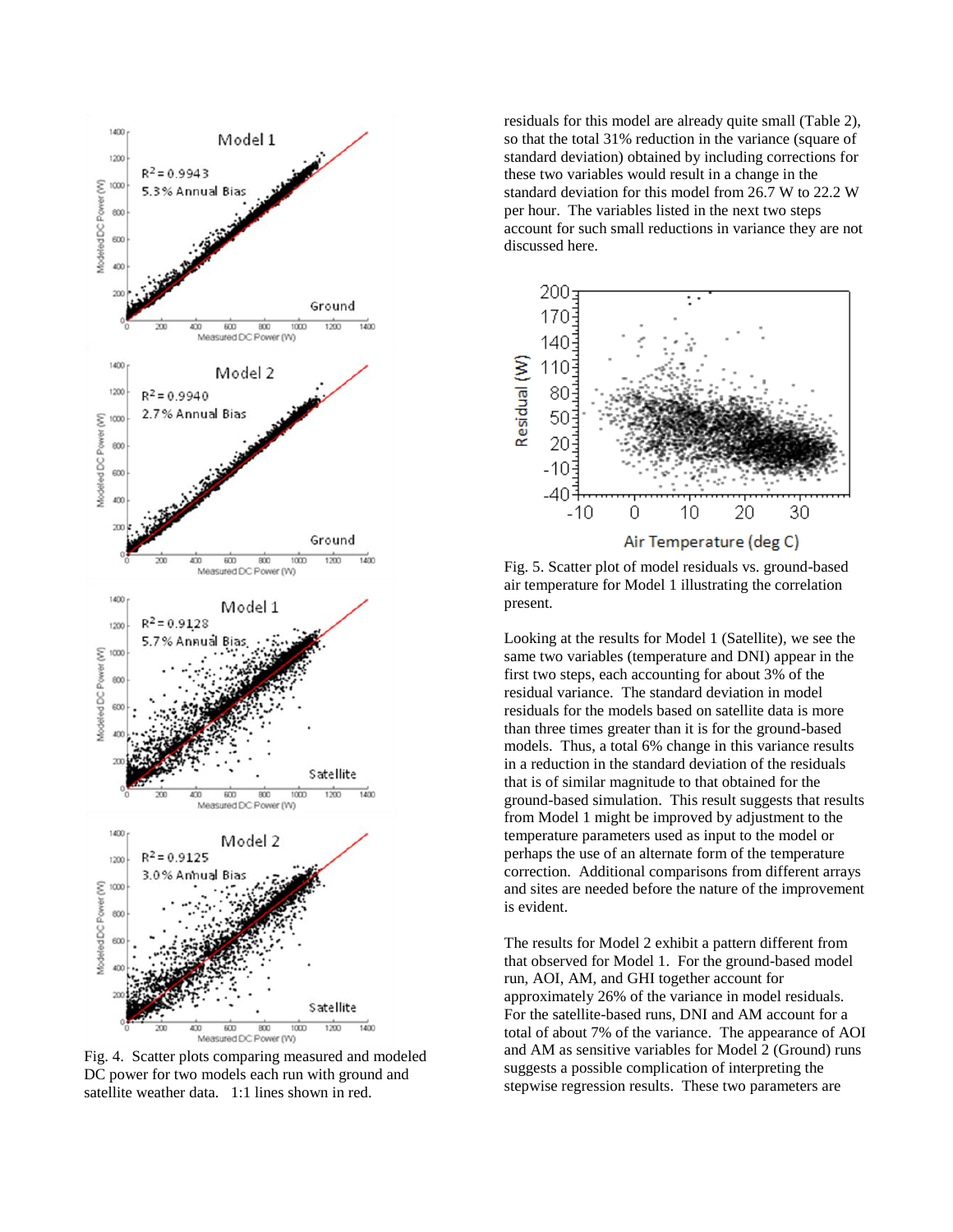Fig. 4. Scatter plots comparing measured and modeled DC power for two models each run with ground and satellite weather data. 1:1 lines shown in red.

residuals for this model are already quite small (Table 2), so that the total 31% reduction in the variance (square of standard deviation) obtained by including corrections for these two variables would result in a change in the standard deviation for this model from 26.7 W to 22.2 W per hour. The variables listed in the next two steps account for such small reductions in variance they are not discussed here.

Fig. 5. Scatter plot of model residuals vs. ground-based air temperature for Model 1 illustrating the correlation present.

Looking at the results for Model 1 (Satellite), we see the same two variables (temperature and DNI) appear in the first two steps, each accounting for about 3% of the residual variance. The standard deviation in model residuals for the models based on satellite data is more than three times greater than it is for the ground-based models. Thus, a total 6% change in this variance results in a reduction in the standard deviation of the residuals that is of similar magnitude to that obtained for the ground-based simulation. This result suggests that results from Model 1 might be improved by adjustment to the temperature parameters used as input to the model or perhaps the use of an alternate form of the temperature correction. Additional comparisons from different arrays and sites are needed before the nature of the improvement is evident.

The results for Model 2 exhibit a pattern different from that observed for Model 1. For the ground-based model run, AOI, AM, and GHI together account for approximately 26% of the variance in model residuals. For the satellite-based runs, DNI and AM account for a total of about 7% of the variance. The appearance of AOI and AM as sensitive variables for Model 2 (Ground) runs suggests a possible complication of interpreting the stepwise regression results. These two parameters are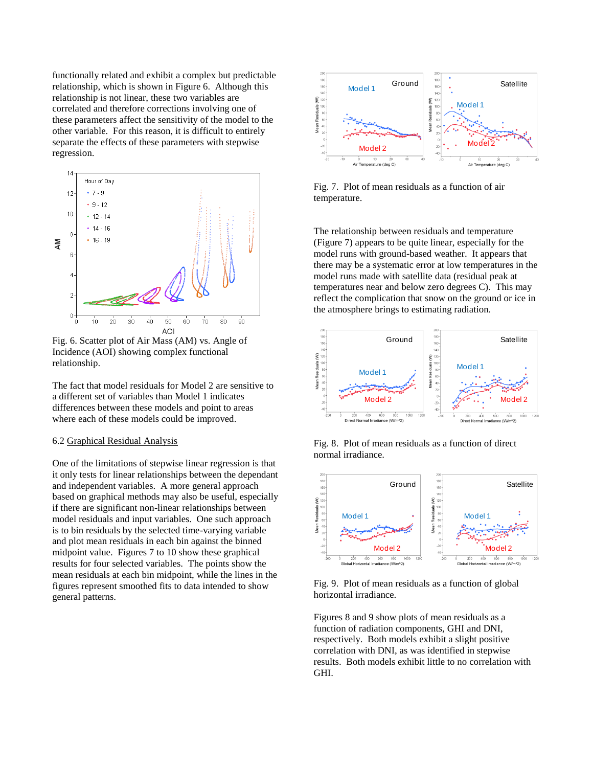functionally related and exhibit a complex but predictable relationship, which is shown in Figure 6. Although this relationship is not linear, these two variables are correlated and therefore corrections involving one of these parameters affect the sensitivity of the model to the other variable. For this reason, it is difficult to entirely separate the effects of these parameters with stepwise regression.

Fig. 6. Scatter plot of Air Mass (AM) vs. Angle of Incidence (AOI) showing complex functional relationship.

The fact that model residuals for Model 2 are sensitive to a different set of variables than Model 1 indicates differences between these models and point to areas where each of these models could be improved.

### 6.2 Graphical Residual Analysis

One of the limitations of stepwise linear regression is that it only tests for linear relationships between the dependant and independent variables. A more general approach based on graphical methods may also be useful, especially if there are significant non-linear relationships between model residuals and input variables. One such approach is to bin residuals by the selected time-varying variable and plot mean residuals in each bin against the binned midpoint value. Figures 7 to 10 show these graphical results for four selected variables. The points show the mean residuals at each bin midpoint, while the lines in the figures represent smoothed fits to data intended to show general patterns.

Fig. 7. Plot of mean residuals as a function of air temperature.

The relationship between residuals and temperature (Figure 7) appears to be quite linear, especially for the model runs with ground-based weather. It appears that there may be a systematic error at low temperatures in the model runs made with satellite data (residual peak at temperatures near and below zero degrees C). This may reflect the complication that snow on the ground or ice in the atmosphere brings to estimating radiation.

Fig. 8. Plot of mean residuals as a function of direct normal irradiance.

Fig. 9. Plot of mean residuals as a function of global horizontal irradiance.

Figures 8 and 9 show plots of mean residuals as a function of radiation components, GHI and DNI, respectively. Both models exhibit a slight positive correlation with DNI, as was identified in stepwise results. Both models exhibit little to no correlation with GHI.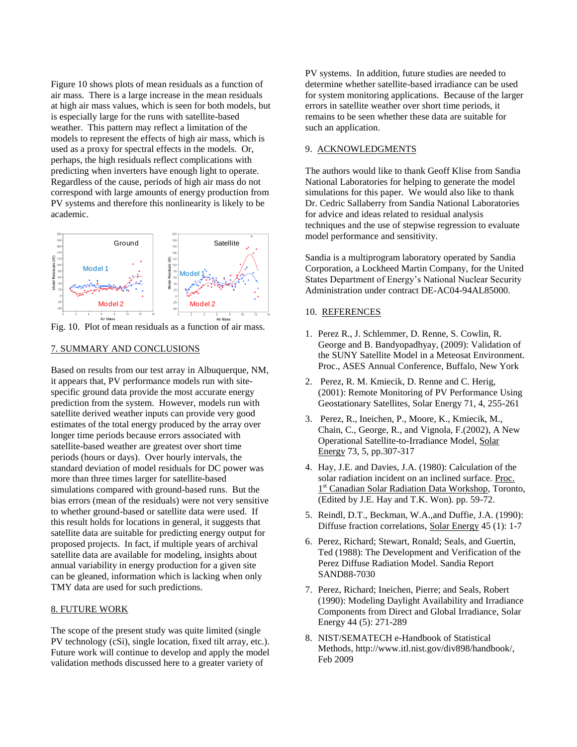Figure 10 shows plots of mean residuals as a function of air mass. There is a large increase in the mean residuals at high air mass values, which is seen for both models, but is especially large for the runs with satellite-based weather. This pattern may reflect a limitation of the models to represent the effects of high air mass, which is used as a proxy for spectral effects in the models. Or, perhaps, the high residuals reflect complications with predicting when inverters have enough light to operate. Regardless of the cause, periods of high air mass do not correspond with large amounts of energy production from PV systems and therefore this nonlinearity is likely to be academic.

Ground

Model 1

Model 2

Model Residuals (W)

Air Mass

Satellite

Model 1

Model 2

Model Residuals (W)

Air Mass

Fig. 10. Plot of mean residuals as a function of air mass.

## 7. SUMMARY AND CONCLUSIONS

Based on results from our test array in Albuquerque, NM, it appears that, PV performance models run with site-specific ground data provide the most accurate energy prediction from the system. However, models run with satellite derived weather inputs can provide very good estimates of the total energy produced by the array over longer time periods because errors associated with satellite-based weather are greatest over short time periods (hours or days). Over hourly intervals, the standard deviation of model residuals for DC power was more than three times larger for satellite-based simulations compared with ground-based runs. But the bias errors (mean of the residuals) were not very sensitive to whether ground-based or satellite data were used. If this result holds for locations in general, it suggests that satellite data are suitable for predicting energy output for proposed projects. In fact, if multiple years of archival satellite data are available for modeling, insights about annual variability in energy production for a given site can be gleaned, information which is lacking when only TMY data are used for such predictions.

## 8. FUTURE WORK

The scope of the present study was quite limited (single PV technology (cSi), single location, fixed tilt array, etc.). Future work will continue to develop and apply the model validation methods discussed here to a greater variety of PV systems. In addition, future studies are needed to determine whether satellite-based irradiance can be used for system monitoring applications. Because of the larger errors in satellite weather over short time periods, it remains to be seen whether these data are suitable for such an application.

## 9. ACKNOWLEDGMENTS

The authors would like to thank Geoff Klise from Sandia National Laboratories for helping to generate the model simulations for this paper. We would also like to thank Dr. Cedric Sallaberry from Sandia National Laboratories for advice and ideas related to residual analysis techniques and the use of stepwise regression to evaluate model performance and sensitivity.

Sandia is a multiprogram laboratory operated by Sandia Corporation, a Lockheed Martin Company, for the United States Department of Energy's National Nuclear Security Administration under contract DE-AC04-94AL85000.

## 10. REFERENCES

1. Perez R., J. Schlemmer, D. Renne, S. Cowlin, R. George and B. Bandyopadhyay, (2009): Validation of the SUNY Satellite Model in a Meteosat Environment. Proc., ASES Annual Conference, Buffalo, New York
2. Perez, R. M. Kmiecik, D. Renne and C. Herig, (2001): Remote Monitoring of PV Performance Using Geostationary Satellites, Solar Energy 71, 4, 255-261
3. Perez, R., Ineichen, P., Moore, K., Kmiecik, M., Chain, C., George, R., and Vignola, F.(2002), A New Operational Satellite-to-Irradiance Model, Solar Energy 73, 5, pp.307-317
4. Hay, J.E. and Davies, J.A. (1980): Calculation of the solar radiation incident on an inclined surface. Proc. 1st Canadian Solar Radiation Data Workshop, Toronto, (Edited by J.E. Hay and T.K. Won). pp. 59-72.
5. Reindl, D.T., Beckman, W.A.,and Duffie, J.A. (1990): Diffuse fraction correlations, Solar Energy 45 (1): 1-7
6. Perez, Richard; Stewart, Ronald; Seals, and Guertin, Ted (1988): The Development and Verification of the Perez Diffuse Radiation Model. Sandia Report SAND88-7030
7. Perez, Richard; Ineichen, Pierre; and Seals, Robert (1990): Modeling Daylight Availability and Irradiance Components from Direct and Global Irradiance, Solar Energy 44 (5): 271-289
8. NIST/SEMATECH e-Handbook of Statistical Methods, http://www.itl.nist.gov/div898/handbook/, Feb 2009